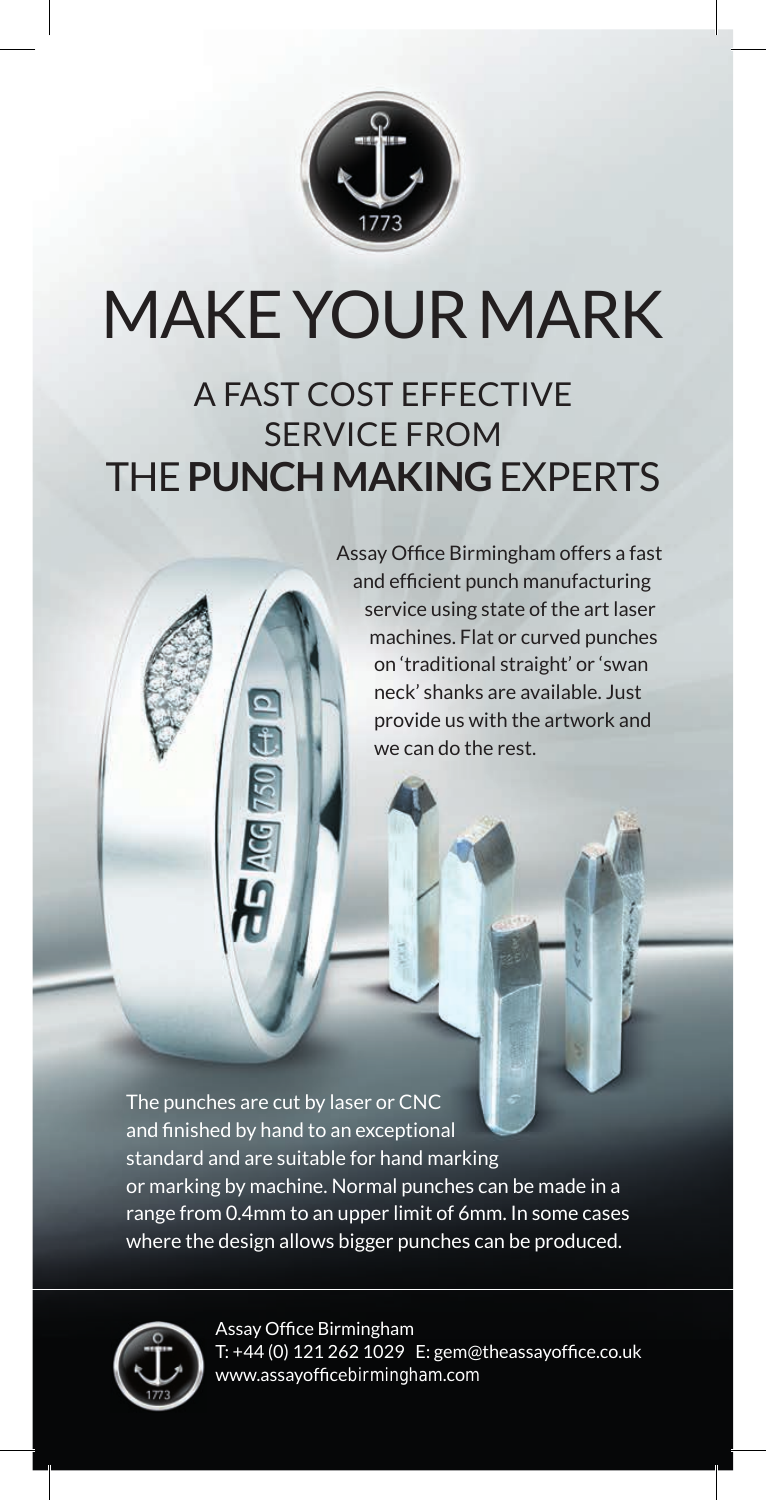# MAKE YOUR MARK

## A FAST COST EFFECTIVE SERVICE FROM THE **PUNCH MAKING** EXPERTS

Assay Office Birmingham offers a fast and efficient punch manufacturing service using state of the art laser machines. Flat or curved punches on 'traditional straight' or 'swan neck' shanks are available. Just provide us with the artwork and we can do the rest.

The punches are cut by laser or CNC and finished by hand to an exceptional standard and are suitable for hand marking or marking by machine. Normal punches can be made in a range from 0.4mm to an upper limit of 6mm. In some cases where the design allows bigger punches can be produced.

Assay Office Birmingham
T: +44 (0) 121 262 1029 E: gem@theassayoffice.co.uk
www.assayofficebirmingham.com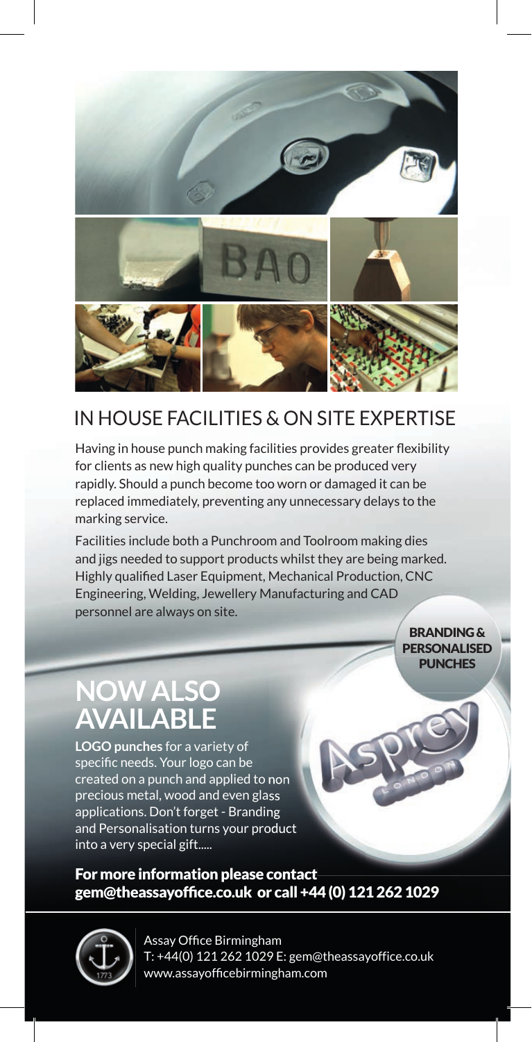## IN HOUSE FACILITIES & ON SITE EXPERTISE

Having in house punch making facilities provides greater flexibility for clients as new high quality punches can be produced very rapidly. Should a punch become too worn or damaged it can be replaced immediately, preventing any unnecessary delays to the marking service.

Facilities include both a Punchroom and Toolroom making dies and jigs needed to support products whilst they are being marked. Highly qualified Laser Equipment, Mechanical Production, CNC Engineering, Welding, Jewellery Manufacturing and CAD personnel are always on site.

**BRANDING & PERSONALISED PUNCHES**

# NOW ALSO AVAILABLE

**LOGO punches** for a variety of specific needs. Your logo can be created on a punch and applied to non precious metal, wood and even glass applications. Don't forget - Branding and Personalisation turns your product into a very special gift.....

**For more information please contact gem@theassayoffice.co.uk or call +44 (0) 121 262 1029**

Assay Office Birmingham
T: +44(0) 121 262 1029 E: gem@theassayoffice.co.uk
www.assayofficebirmingham.com